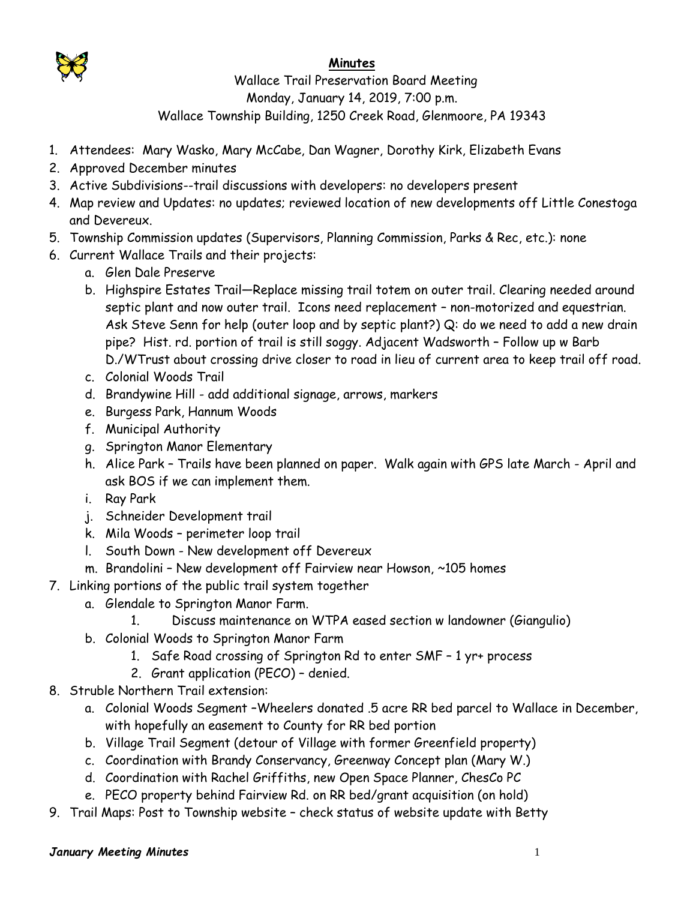**Minutes**

Wallace Trail Preservation Board Meeting
Monday, January 14, 2019, 7:00 p.m.
Wallace Township Building, 1250 Creek Road, Glenmoore, PA 19343

1. Attendees: Mary Wasko, Mary McCabe, Dan Wagner, Dorothy Kirk, Elizabeth Evans
2. Approved December minutes
3. Active Subdivisions--trail discussions with developers: no developers present
4. Map review and Updates: no updates; reviewed location of new developments off Little Conestoga and Devereux.
5. Township Commission updates (Supervisors, Planning Commission, Parks & Rec, etc.): none
6. Current Wallace Trails and their projects:
   a. Glen Dale Preserve
   b. Highspire Estates Trail—Replace missing trail totem on outer trail. Clearing needed around septic plant and now outer trail. Icons need replacement – non-motorized and equestrian. Ask Steve Senn for help (outer loop and by septic plant?) Q: do we need to add a new drain pipe? Hist. rd. portion of trail is still soggy. Adjacent Wadsworth – Follow up w Barb D./WTrust about crossing drive closer to road in lieu of current area to keep trail off road.
   c. Colonial Woods Trail
   d. Brandywine Hill - add additional signage, arrows, markers
   e. Burgess Park, Hannum Woods
   f. Municipal Authority
   g. Springton Manor Elementary
   h. Alice Park – Trails have been planned on paper. Walk again with GPS late March - April and ask BOS if we can implement them.
   i. Ray Park
   j. Schneider Development trail
   k. Mila Woods – perimeter loop trail
   l. South Down - New development off Devereux
   m. Brandolini – New development off Fairview near Howson, ~105 homes
7. Linking portions of the public trail system together
   a. Glendale to Springton Manor Farm.
      1. Discuss maintenance on WTPA eased section w landowner (Giangulio)
   b. Colonial Woods to Springton Manor Farm
      1. Safe Road crossing of Springton Rd to enter SMF – 1 yr+ process
      2. Grant application (PECO) – denied.
8. Struble Northern Trail extension:
   a. Colonial Woods Segment –Wheelers donated .5 acre RR bed parcel to Wallace in December, with hopefully an easement to County for RR bed portion
   b. Village Trail Segment (detour of Village with former Greenfield property)
   c. Coordination with Brandy Conservancy, Greenway Concept plan (Mary W.)
   d. Coordination with Rachel Griffiths, new Open Space Planner, ChesCo PC
   e. PECO property behind Fairview Rd. on RR bed/grant acquisition (on hold)
9. Trail Maps: Post to Township website – check status of website update with Betty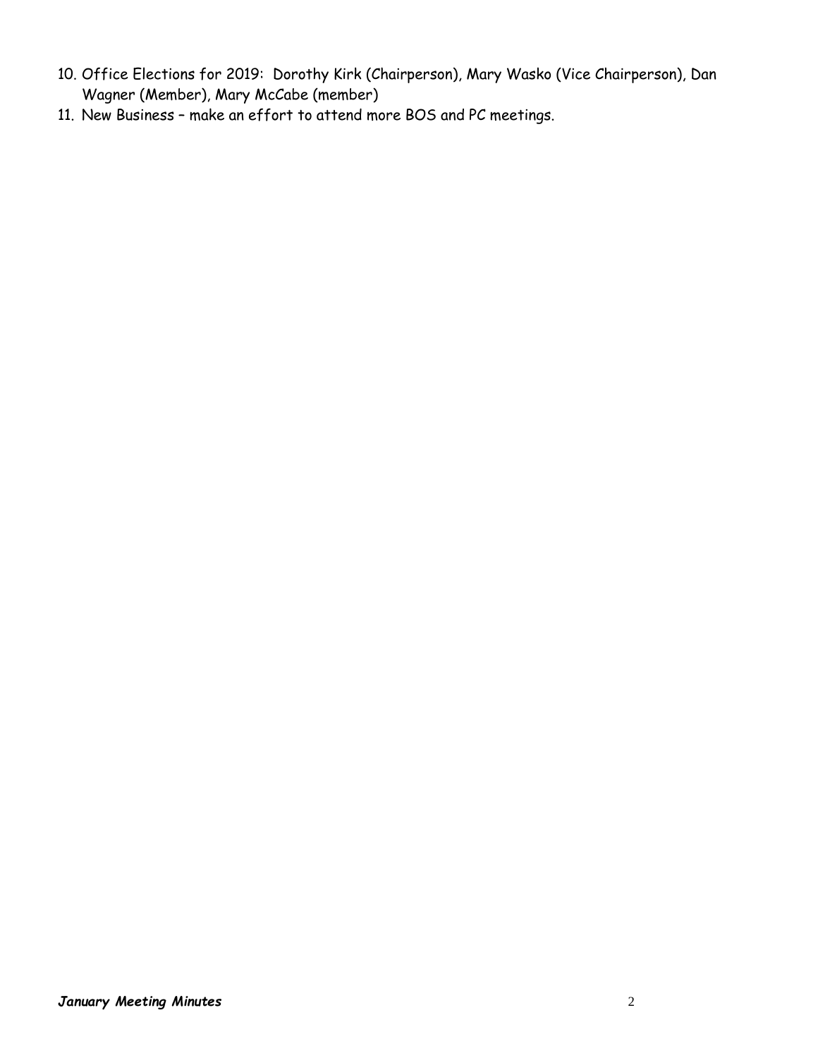10. Office Elections for 2019: Dorothy Kirk (Chairperson), Mary Wasko (Vice Chairperson), Dan Wagner (Member), Mary McCabe (member)
11. New Business – make an effort to attend more BOS and PC meetings.